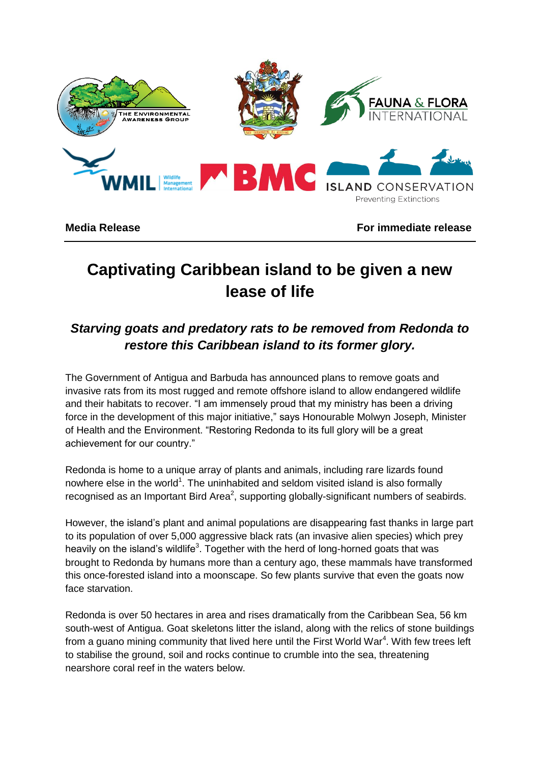**Media Release** **For immediate release**

# Captivating Caribbean island to be given a new lease of life

## *Starving goats and predatory rats to be removed from Redonda to restore this Caribbean island to its former glory.*

The Government of Antigua and Barbuda has announced plans to remove goats and invasive rats from its most rugged and remote offshore island to allow endangered wildlife and their habitats to recover. "I am immensely proud that my ministry has been a driving force in the development of this major initiative," says Honourable Molwyn Joseph, Minister of Health and the Environment. "Restoring Redonda to its full glory will be a great achievement for our country."

Redonda is home to a unique array of plants and animals, including rare lizards found nowhere else in the world[1]. The uninhabited and seldom visited island is also formally recognised as an Important Bird Area[2], supporting globally-significant numbers of seabirds.

However, the island's plant and animal populations are disappearing fast thanks in large part to its population of over 5,000 aggressive black rats (an invasive alien species) which prey heavily on the island's wildlife[3]. Together with the herd of long-horned goats that was brought to Redonda by humans more than a century ago, these mammals have transformed this once-forested island into a moonscape. So few plants survive that even the goats now face starvation.

Redonda is over 50 hectares in area and rises dramatically from the Caribbean Sea, 56 km south-west of Antigua. Goat skeletons litter the island, along with the relics of stone buildings from a guano mining community that lived here until the First World War[4]. With few trees left to stabilise the ground, soil and rocks continue to crumble into the sea, threatening nearshore coral reef in the waters below.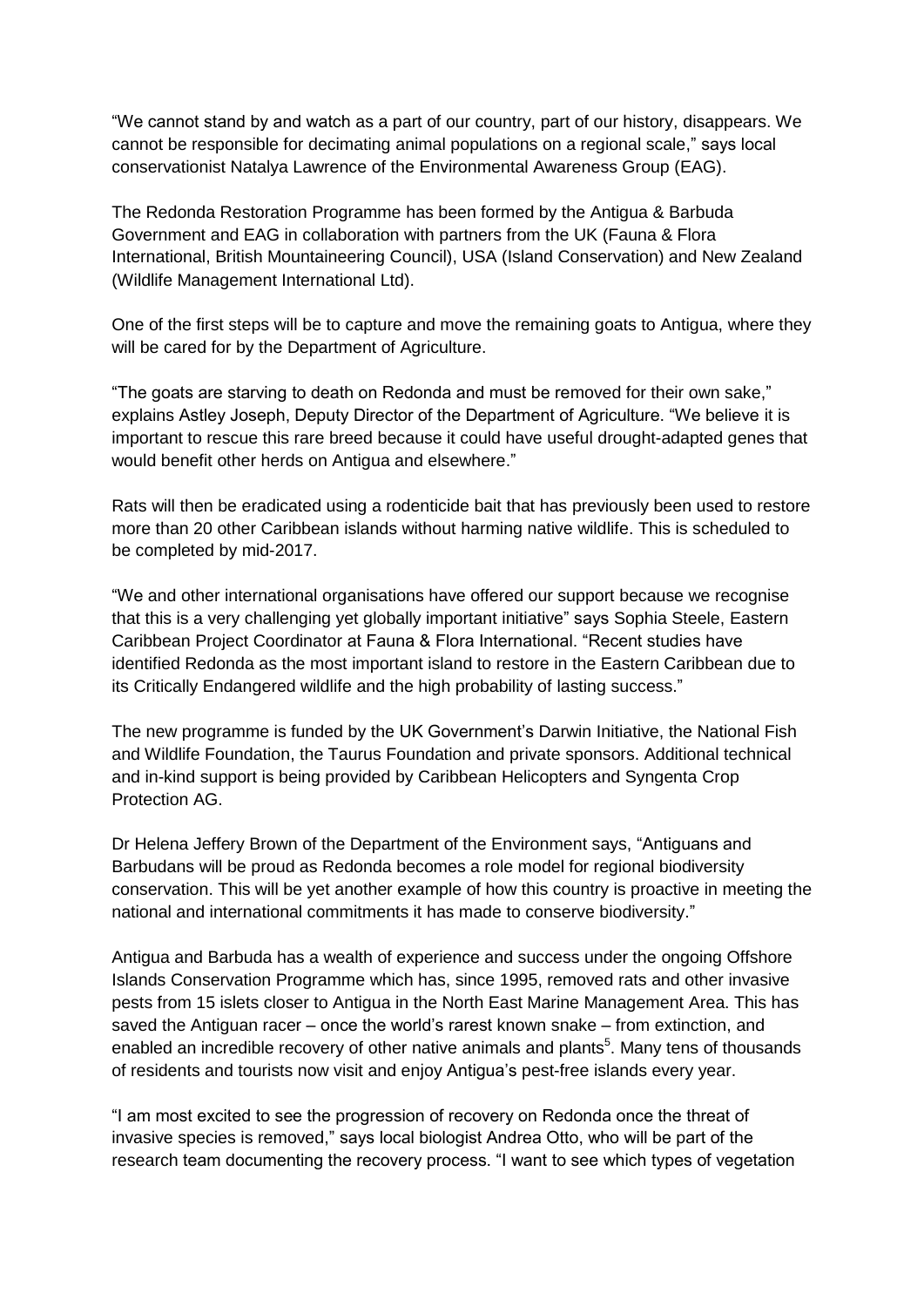"We cannot stand by and watch as a part of our country, part of our history, disappears. We cannot be responsible for decimating animal populations on a regional scale," says local conservationist Natalya Lawrence of the Environmental Awareness Group (EAG).

The Redonda Restoration Programme has been formed by the Antigua & Barbuda Government and EAG in collaboration with partners from the UK (Fauna & Flora International, British Mountaineering Council), USA (Island Conservation) and New Zealand (Wildlife Management International Ltd).

One of the first steps will be to capture and move the remaining goats to Antigua, where they will be cared for by the Department of Agriculture.

"The goats are starving to death on Redonda and must be removed for their own sake," explains Astley Joseph, Deputy Director of the Department of Agriculture. "We believe it is important to rescue this rare breed because it could have useful drought-adapted genes that would benefit other herds on Antigua and elsewhere."

Rats will then be eradicated using a rodenticide bait that has previously been used to restore more than 20 other Caribbean islands without harming native wildlife. This is scheduled to be completed by mid-2017.

"We and other international organisations have offered our support because we recognise that this is a very challenging yet globally important initiative" says Sophia Steele, Eastern Caribbean Project Coordinator at Fauna & Flora International. "Recent studies have identified Redonda as the most important island to restore in the Eastern Caribbean due to its Critically Endangered wildlife and the high probability of lasting success."

The new programme is funded by the UK Government's Darwin Initiative, the National Fish and Wildlife Foundation, the Taurus Foundation and private sponsors. Additional technical and in-kind support is being provided by Caribbean Helicopters and Syngenta Crop Protection AG.

Dr Helena Jeffery Brown of the Department of the Environment says, "Antiguans and Barbudans will be proud as Redonda becomes a role model for regional biodiversity conservation. This will be yet another example of how this country is proactive in meeting the national and international commitments it has made to conserve biodiversity."

Antigua and Barbuda has a wealth of experience and success under the ongoing Offshore Islands Conservation Programme which has, since 1995, removed rats and other invasive pests from 15 islets closer to Antigua in the North East Marine Management Area. This has saved the Antiguan racer – once the world's rarest known snake – from extinction, and enabled an incredible recovery of other native animals and plants[5]. Many tens of thousands of residents and tourists now visit and enjoy Antigua's pest-free islands every year.

"I am most excited to see the progression of recovery on Redonda once the threat of invasive species is removed," says local biologist Andrea Otto, who will be part of the research team documenting the recovery process. "I want to see which types of vegetation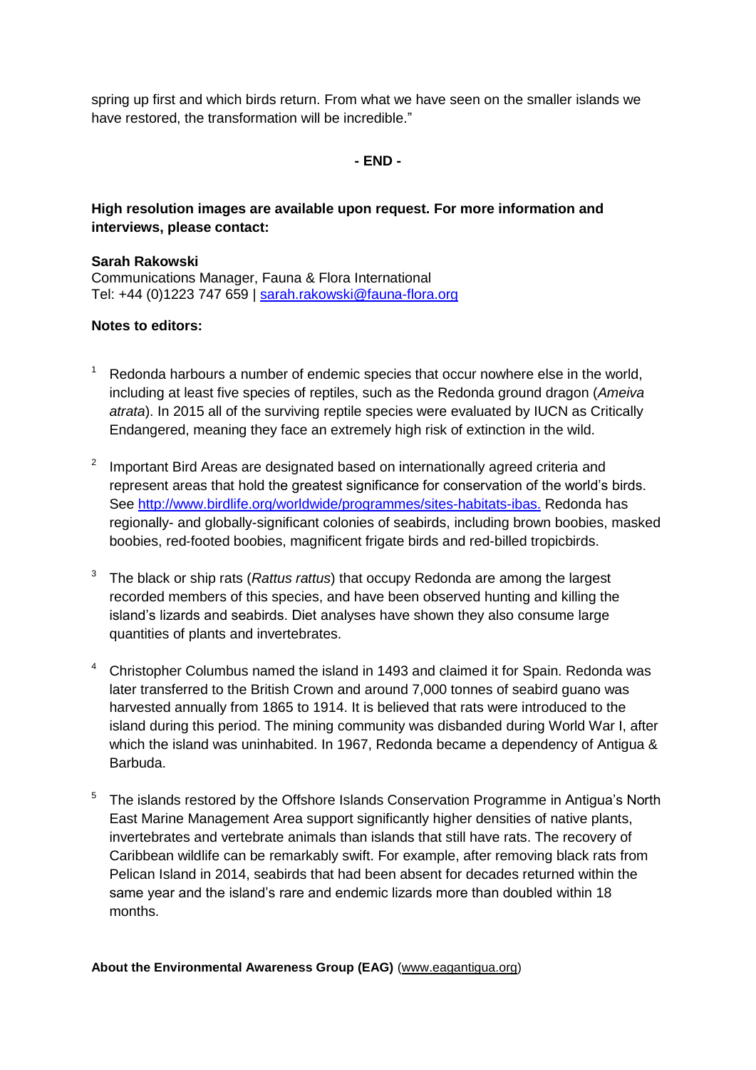spring up first and which birds return. From what we have seen on the smaller islands we have restored, the transformation will be incredible."

**- END -**

**High resolution images are available upon request. For more information and interviews, please contact:**

**Sarah Rakowski**
Communications Manager, Fauna & Flora International
Tel: +44 (0)1223 747 659 | [sarah.rakowski@fauna-flora.org](mailto:sarah.rakowski@fauna-flora.org)

**Notes to editors:**

[1] Redonda harbours a number of endemic species that occur nowhere else in the world, including at least five species of reptiles, such as the Redonda ground dragon (*Ameiva atrata*). In 2015 all of the surviving reptile species were evaluated by IUCN as Critically Endangered, meaning they face an extremely high risk of extinction in the wild.

[2] Important Bird Areas are designated based on internationally agreed criteria and represent areas that hold the greatest significance for conservation of the world's birds. See [http://www.birdlife.org/worldwide/programmes/sites-habitats-ibas.](http://www.birdlife.org/worldwide/programmes/sites-habitats-ibas) Redonda has regionally- and globally-significant colonies of seabirds, including brown boobies, masked boobies, red-footed boobies, magnificent frigate birds and red-billed tropicbirds.

[3] The black or ship rats (*Rattus rattus*) that occupy Redonda are among the largest recorded members of this species, and have been observed hunting and killing the island's lizards and seabirds. Diet analyses have shown they also consume large quantities of plants and invertebrates.

[4] Christopher Columbus named the island in 1493 and claimed it for Spain. Redonda was later transferred to the British Crown and around 7,000 tonnes of seabird guano was harvested annually from 1865 to 1914. It is believed that rats were introduced to the island during this period. The mining community was disbanded during World War I, after which the island was uninhabited. In 1967, Redonda became a dependency of Antigua & Barbuda.

[5] The islands restored by the Offshore Islands Conservation Programme in Antigua's North East Marine Management Area support significantly higher densities of native plants, invertebrates and vertebrate animals than islands that still have rats. The recovery of Caribbean wildlife can be remarkably swift. For example, after removing black rats from Pelican Island in 2014, seabirds that had been absent for decades returned within the same year and the island's rare and endemic lizards more than doubled within 18 months.

**About the Environmental Awareness Group (EAG)** ([www.eagantigua.org](http://www.eagantigua.org))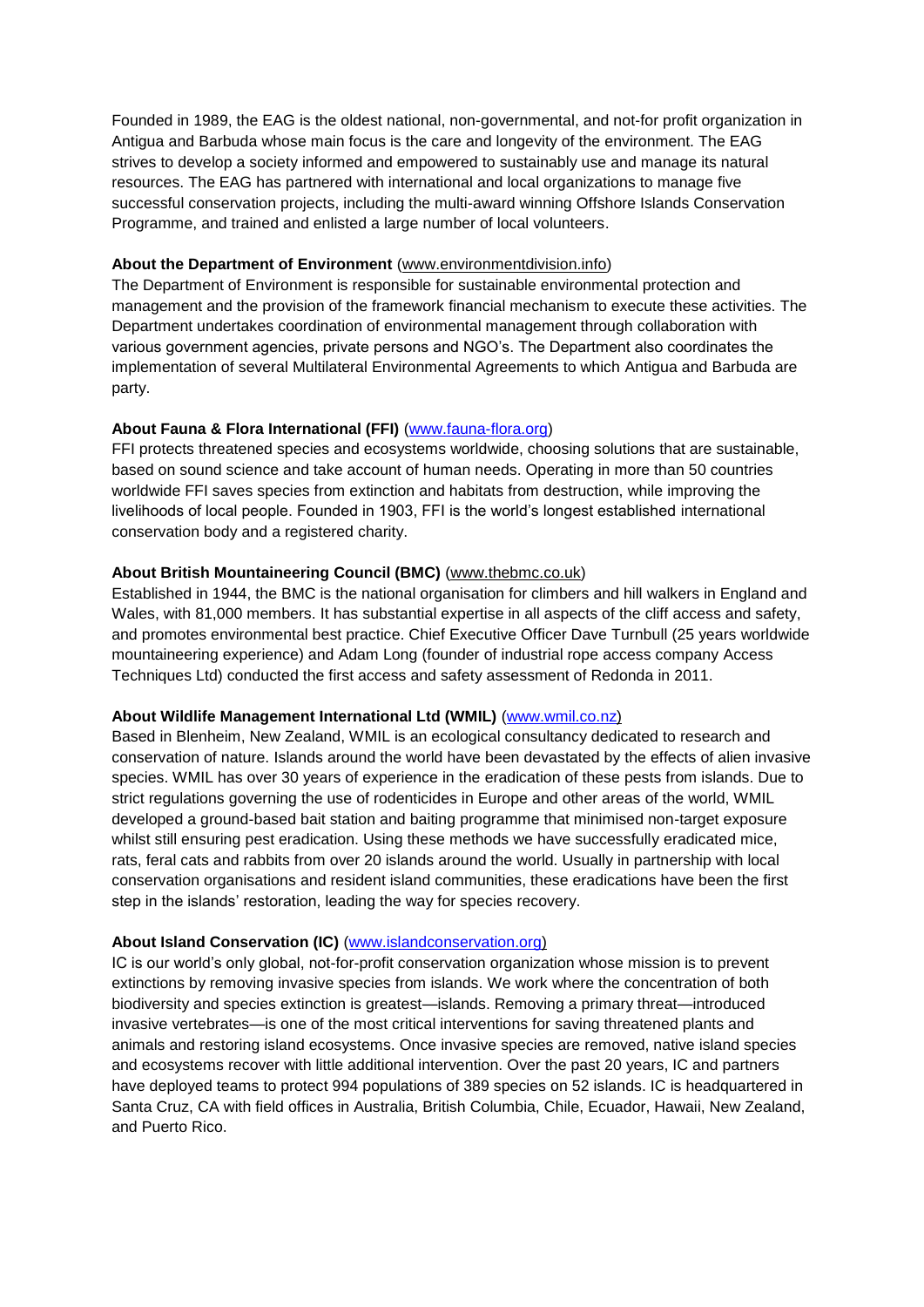Founded in 1989, the EAG is the oldest national, non-governmental, and not-for profit organization in Antigua and Barbuda whose main focus is the care and longevity of the environment. The EAG strives to develop a society informed and empowered to sustainably use and manage its natural resources. The EAG has partnered with international and local organizations to manage five successful conservation projects, including the multi-award winning Offshore Islands Conservation Programme, and trained and enlisted a large number of local volunteers.

**About the Department of Environment** (www.environmentdivision.info)

The Department of Environment is responsible for sustainable environmental protection and management and the provision of the framework financial mechanism to execute these activities. The Department undertakes coordination of environmental management through collaboration with various government agencies, private persons and NGO's. The Department also coordinates the implementation of several Multilateral Environmental Agreements to which Antigua and Barbuda are party.

**About Fauna & Flora International (FFI)** (www.fauna-flora.org)

FFI protects threatened species and ecosystems worldwide, choosing solutions that are sustainable, based on sound science and take account of human needs. Operating in more than 50 countries worldwide FFI saves species from extinction and habitats from destruction, while improving the livelihoods of local people. Founded in 1903, FFI is the world's longest established international conservation body and a registered charity.

**About British Mountaineering Council (BMC)** (www.thebmc.co.uk)

Established in 1944, the BMC is the national organisation for climbers and hill walkers in England and Wales, with 81,000 members. It has substantial expertise in all aspects of the cliff access and safety, and promotes environmental best practice. Chief Executive Officer Dave Turnbull (25 years worldwide mountaineering experience) and Adam Long (founder of industrial rope access company Access Techniques Ltd) conducted the first access and safety assessment of Redonda in 2011.

**About Wildlife Management International Ltd (WMIL)** (www.wmil.co.nz)

Based in Blenheim, New Zealand, WMIL is an ecological consultancy dedicated to research and conservation of nature. Islands around the world have been devastated by the effects of alien invasive species. WMIL has over 30 years of experience in the eradication of these pests from islands. Due to strict regulations governing the use of rodenticides in Europe and other areas of the world, WMIL developed a ground-based bait station and baiting programme that minimised non-target exposure whilst still ensuring pest eradication. Using these methods we have successfully eradicated mice, rats, feral cats and rabbits from over 20 islands around the world. Usually in partnership with local conservation organisations and resident island communities, these eradications have been the first step in the islands' restoration, leading the way for species recovery.

**About Island Conservation (IC)** (www.islandconservation.org)

IC is our world's only global, not-for-profit conservation organization whose mission is to prevent extinctions by removing invasive species from islands. We work where the concentration of both biodiversity and species extinction is greatest—islands. Removing a primary threat—introduced invasive vertebrates—is one of the most critical interventions for saving threatened plants and animals and restoring island ecosystems. Once invasive species are removed, native island species and ecosystems recover with little additional intervention. Over the past 20 years, IC and partners have deployed teams to protect 994 populations of 389 species on 52 islands. IC is headquartered in Santa Cruz, CA with field offices in Australia, British Columbia, Chile, Ecuador, Hawaii, New Zealand, and Puerto Rico.